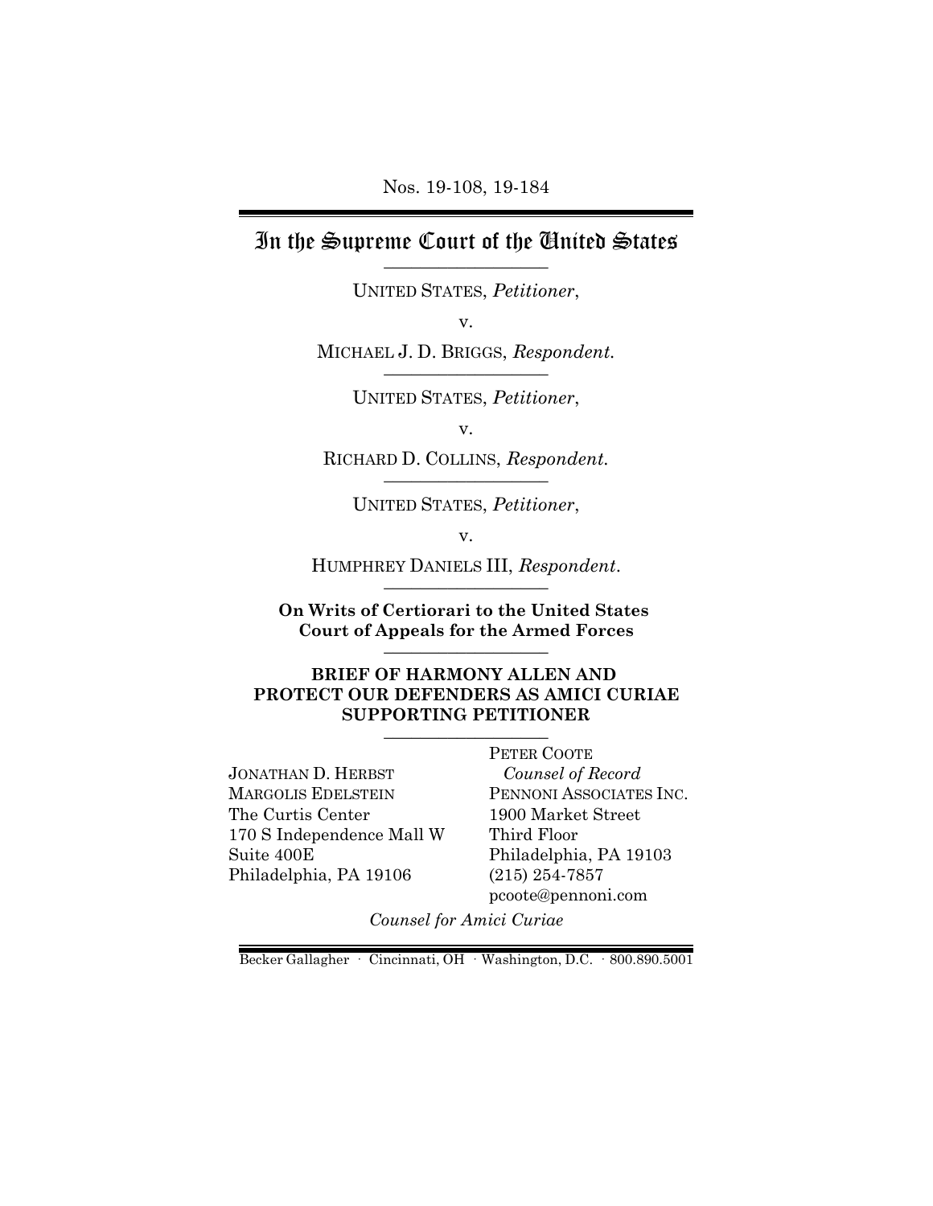Nos. 19-108, 19-184

# In the Supreme Court of the United States

---

UNITED STATES, *Petitioner*,

v.

MICHAEL J. D. BRIGGS, *Respondent.*

---

UNITED STATES, *Petitioner*,

v.

RICHARD D. COLLINS, *Respondent.*

---

UNITED STATES, *Petitioner*,

v.

HUMPHREY DANIELS III, *Respondent*.

---

**On Writs of Certiorari to the United States Court of Appeals for the Armed Forces**

---

**BRIEF OF HARMONY ALLEN AND PROTECT OUR DEFENDERS AS AMICI CURIAE SUPPORTING PETITIONER**

---

JONATHAN D. HERBST
MARGOLIS EDELSTEIN
The Curtis Center
170 S Independence Mall W
Suite 400E
Philadelphia, PA 19106

PETER COOTE
*Counsel of Record*
PENNONI ASSOCIATES INC.
1900 Market Street
Third Floor
Philadelphia, PA 19103
(215) 254-7857
pcoote@pennoni.com

*Counsel for Amici Curiae*

Becker Gallagher · Cincinnati, OH · Washington, D.C. · 800.890.5001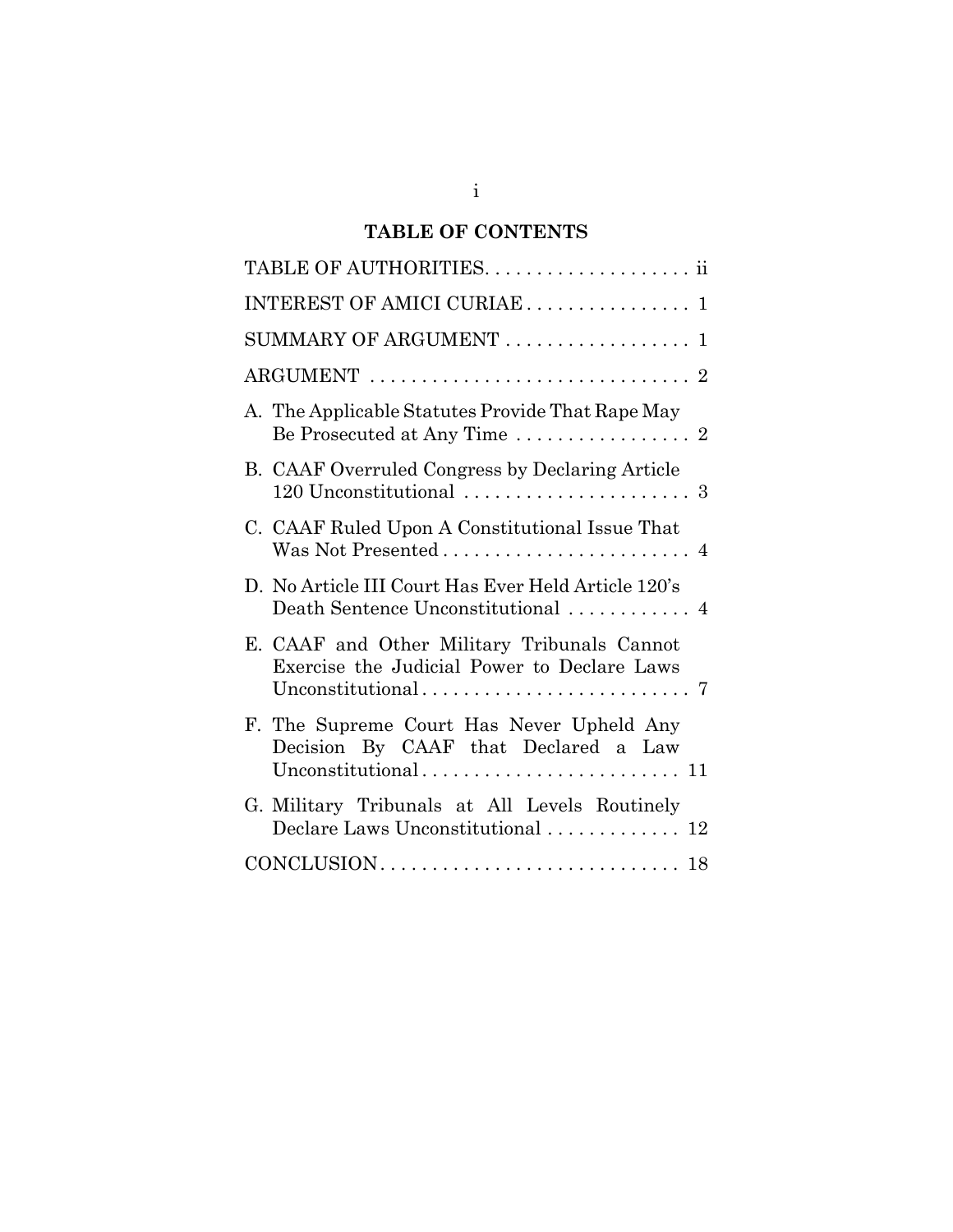## TABLE OF CONTENTS

| | |
|---|---|
| TABLE OF AUTHORITIES | ii |
| INTEREST OF AMICI CURIAE | 1 |
| SUMMARY OF ARGUMENT | 1 |
| ARGUMENT | 2 |
| A. The Applicable Statutes Provide That Rape May Be Prosecuted at Any Time | 2 |
| B. CAAF Overruled Congress by Declaring Article 120 Unconstitutional | 3 |
| C. CAAF Ruled Upon A Constitutional Issue That Was Not Presented | 4 |
| D. No Article III Court Has Ever Held Article 120's Death Sentence Unconstitutional | 4 |
| E. CAAF and Other Military Tribunals Cannot Exercise the Judicial Power to Declare Laws Unconstitutional | 7 |
| F. The Supreme Court Has Never Upheld Any Decision By CAAF that Declared a Law Unconstitutional | 11 |
| G. Military Tribunals at All Levels Routinely Declare Laws Unconstitutional | 12 |
| CONCLUSION | 18 |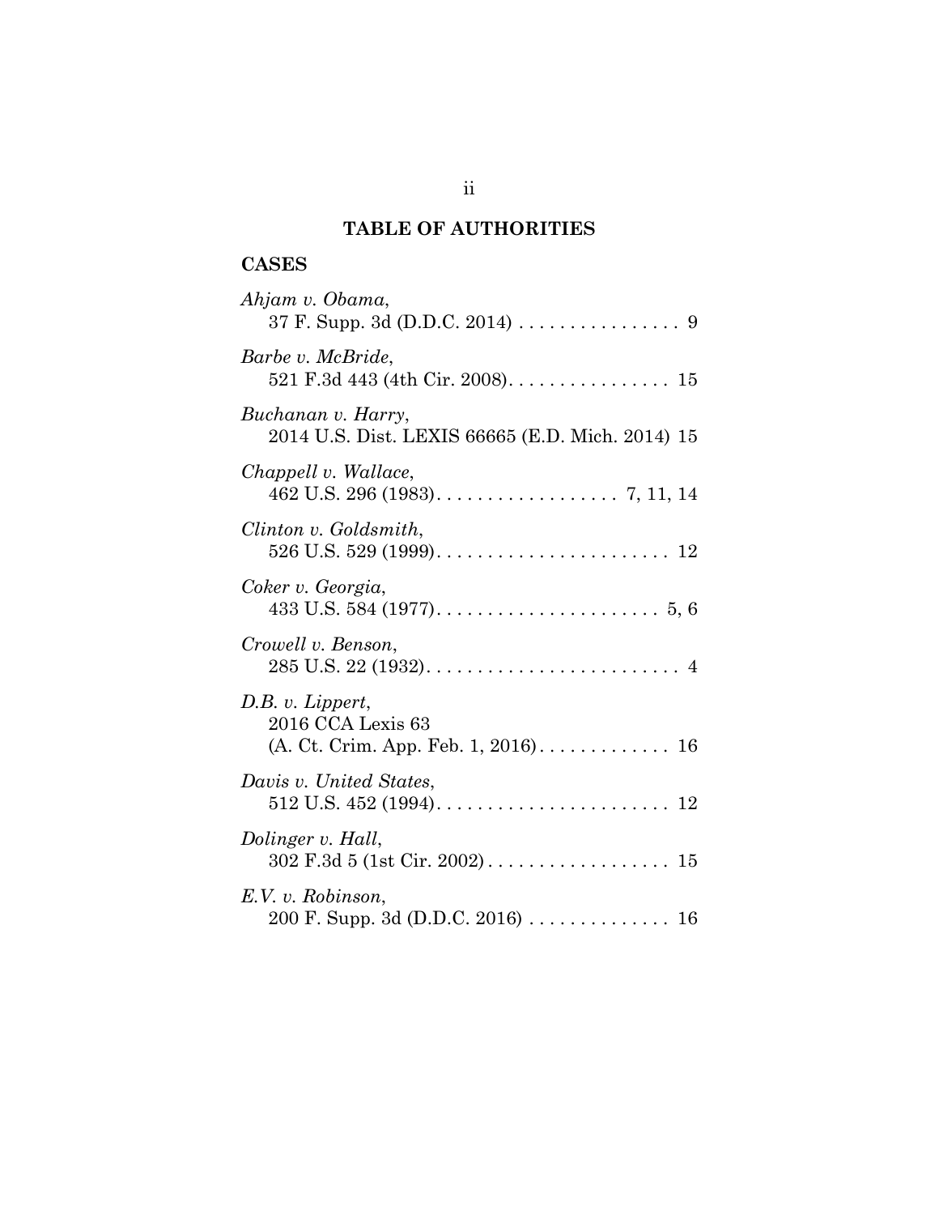## TABLE OF AUTHORITIES

### CASES

*Ahjam v. Obama*,
37 F. Supp. 3d (D.D.C. 2014) . . . . . . . . . . . . . . . . 9

*Barbe v. McBride*,
521 F.3d 443 (4th Cir. 2008). . . . . . . . . . . . . . . . 15

*Buchanan v. Harry*,
2014 U.S. Dist. LEXIS 66665 (E.D. Mich. 2014) 15

*Chappell v. Wallace*,
462 U.S. 296 (1983). . . . . . . . . . . . . . . . . . 7, 11, 14

*Clinton v. Goldsmith*,
526 U.S. 529 (1999). . . . . . . . . . . . . . . . . . . . . . . 12

*Coker v. Georgia*,
433 U.S. 584 (1977). . . . . . . . . . . . . . . . . . . . . 5, 6

*Crowell v. Benson*,
285 U.S. 22 (1932). . . . . . . . . . . . . . . . . . . . . . . . . 4

*D.B. v. Lippert*,
2016 CCA Lexis 63
(A. Ct. Crim. App. Feb. 1, 2016) . . . . . . . . . . . . . 16

*Davis v. United States*,
512 U.S. 452 (1994). . . . . . . . . . . . . . . . . . . . . . . 12

*Dolinger v. Hall*,
302 F.3d 5 (1st Cir. 2002) . . . . . . . . . . . . . . . . . . 15

*E.V. v. Robinson*,
200 F. Supp. 3d (D.D.C. 2016) . . . . . . . . . . . . . . 16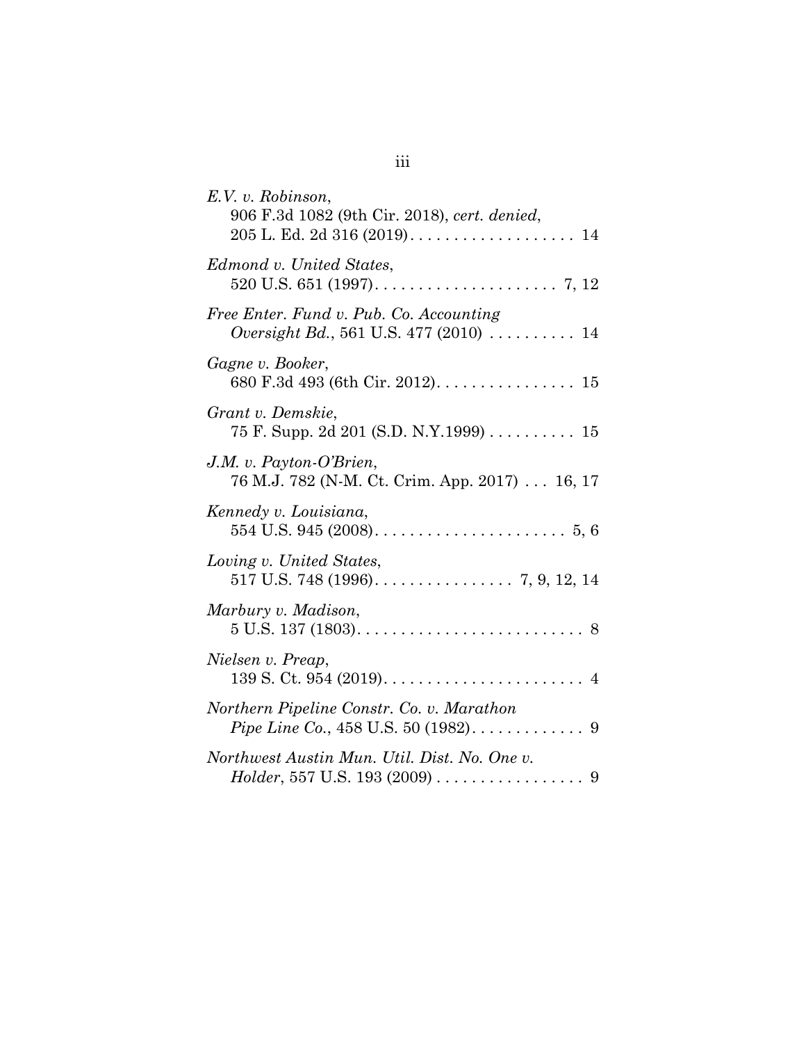*E.V. v. Robinson*,
906 F.3d 1082 (9th Cir. 2018), *cert. denied*,
205 L. Ed. 2d 316 (2019). . . . . . . . . . . . . . . . . . . 14

*Edmond v. United States*,
520 U.S. 651 (1997). . . . . . . . . . . . . . . . . . . . . 7, 12

*Free Enter. Fund v. Pub. Co. Accounting Oversight Bd.*, 561 U.S. 477 (2010) . . . . . . . . . . 14

*Gagne v. Booker*,
680 F.3d 493 (6th Cir. 2012). . . . . . . . . . . . . . . . 15

*Grant v. Demskie*,
75 F. Supp. 2d 201 (S.D. N.Y.1999) . . . . . . . . . . 15

*J.M. v. Payton-O'Brien*,
76 M.J. 782 (N-M. Ct. Crim. App. 2017) . . . 16, 17

*Kennedy v. Louisiana*,
554 U.S. 945 (2008). . . . . . . . . . . . . . . . . . . . . . 5, 6

*Loving v. United States*,
517 U.S. 748 (1996). . . . . . . . . . . . . . . . 7, 9, 12, 14

*Marbury v. Madison*,
5 U.S. 137 (1803). . . . . . . . . . . . . . . . . . . . . . . . . 8

*Nielsen v. Preap*,
139 S. Ct. 954 (2019). . . . . . . . . . . . . . . . . . . . . . . 4

*Northern Pipeline Constr. Co. v. Marathon Pipe Line Co.*, 458 U.S. 50 (1982). . . . . . . . . . . . . 9

*Northwest Austin Mun. Util. Dist. No. One v. Holder*, 557 U.S. 193 (2009) . . . . . . . . . . . . . . . . . 9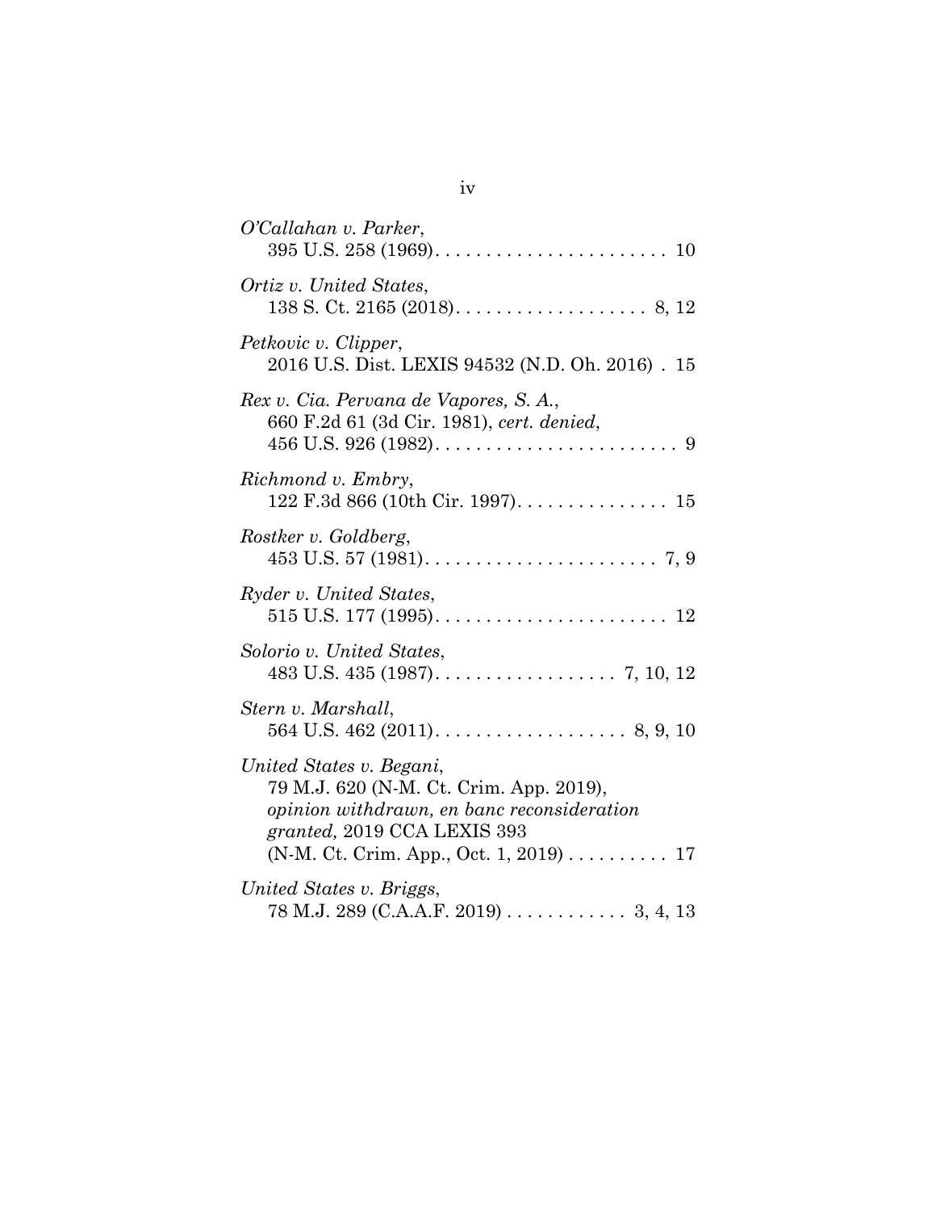*O'Callahan v. Parker*,
395 U.S. 258 (1969). . . . . . . . . . . . . . . . . . . . . . . 10

*Ortiz v. United States*,
138 S. Ct. 2165 (2018). . . . . . . . . . . . . . . . . . . 8, 12

*Petkovic v. Clipper*,
2016 U.S. Dist. LEXIS 94532 (N.D. Oh. 2016) . 15

*Rex v. Cia. Pervana de Vapores, S. A.*,
660 F.2d 61 (3d Cir. 1981), *cert. denied*,
456 U.S. 926 (1982). . . . . . . . . . . . . . . . . . . . . . . . 9

*Richmond v. Embry*,
122 F.3d 866 (10th Cir. 1997). . . . . . . . . . . . . . . 15

*Rostker v. Goldberg*,
453 U.S. 57 (1981). . . . . . . . . . . . . . . . . . . . . . . 7, 9

*Ryder v. United States*,
515 U.S. 177 (1995). . . . . . . . . . . . . . . . . . . . . . . 12

*Solorio v. United States*,
483 U.S. 435 (1987). . . . . . . . . . . . . . . . . . 7, 10, 12

*Stern v. Marshall*,
564 U.S. 462 (2011). . . . . . . . . . . . . . . . . . . 8, 9, 10

*United States v. Begani*,
79 M.J. 620 (N-M. Ct. Crim. App. 2019),
*opinion withdrawn, en banc reconsideration granted,* 2019 CCA LEXIS 393
(N-M. Ct. Crim. App., Oct. 1, 2019) . . . . . . . . . . 17

*United States v. Briggs*,
78 M.J. 289 (C.A.A.F. 2019) . . . . . . . . . . . . 3, 4, 13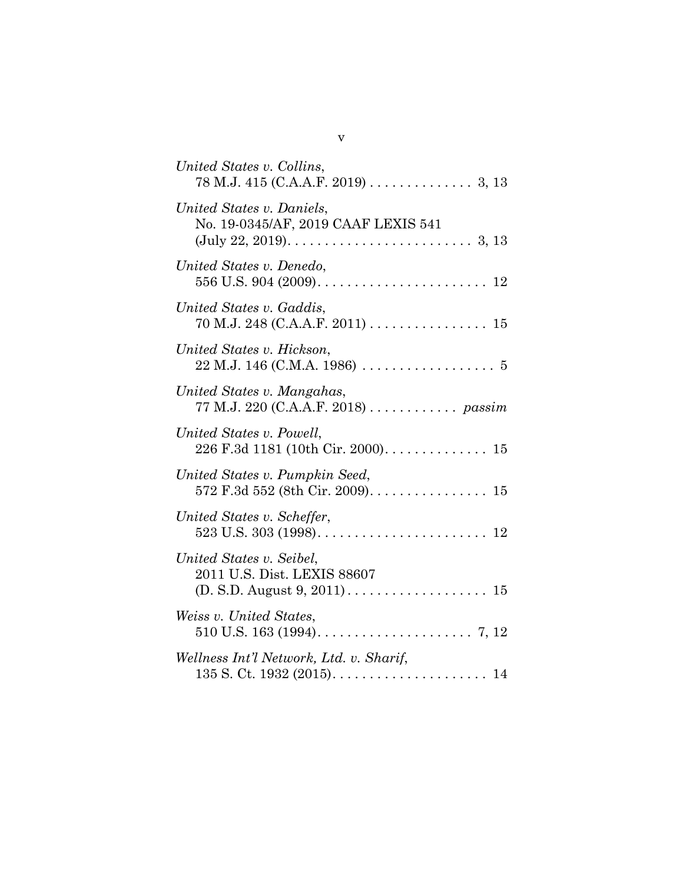*United States v. Collins*,
78 M.J. 415 (C.A.A.F. 2019) . . . . . . . . . . . . . . 3, 13

*United States v. Daniels*,
No. 19-0345/AF, 2019 CAAF LEXIS 541
(July 22, 2019). . . . . . . . . . . . . . . . . . . . . . . . . 3, 13

*United States v. Denedo*,
556 U.S. 904 (2009). . . . . . . . . . . . . . . . . . . . . . . 12

*United States v. Gaddis*,
70 M.J. 248 (C.A.A.F. 2011) . . . . . . . . . . . . . . . . 15

*United States v. Hickson*,
22 M.J. 146 (C.M.A. 1986) . . . . . . . . . . . . . . . . . . 5

*United States v. Mangahas*,
77 M.J. 220 (C.A.A.F. 2018) . . . . . . . . . . . . *passim*

*United States v. Powell*,
226 F.3d 1181 (10th Cir. 2000). . . . . . . . . . . . . . 15

*United States v. Pumpkin Seed*,
572 F.3d 552 (8th Cir. 2009). . . . . . . . . . . . . . . . 15

*United States v. Scheffer*,
523 U.S. 303 (1998). . . . . . . . . . . . . . . . . . . . . . . 12

*United States v. Seibel*,
2011 U.S. Dist. LEXIS 88607
(D. S.D. August 9, 2011) . . . . . . . . . . . . . . . . . . . 15

*Weiss v. United States*,
510 U.S. 163 (1994). . . . . . . . . . . . . . . . . . . . . 7, 12

*Wellness Int'l Network, Ltd. v. Sharif*,
135 S. Ct. 1932 (2015). . . . . . . . . . . . . . . . . . . . . 14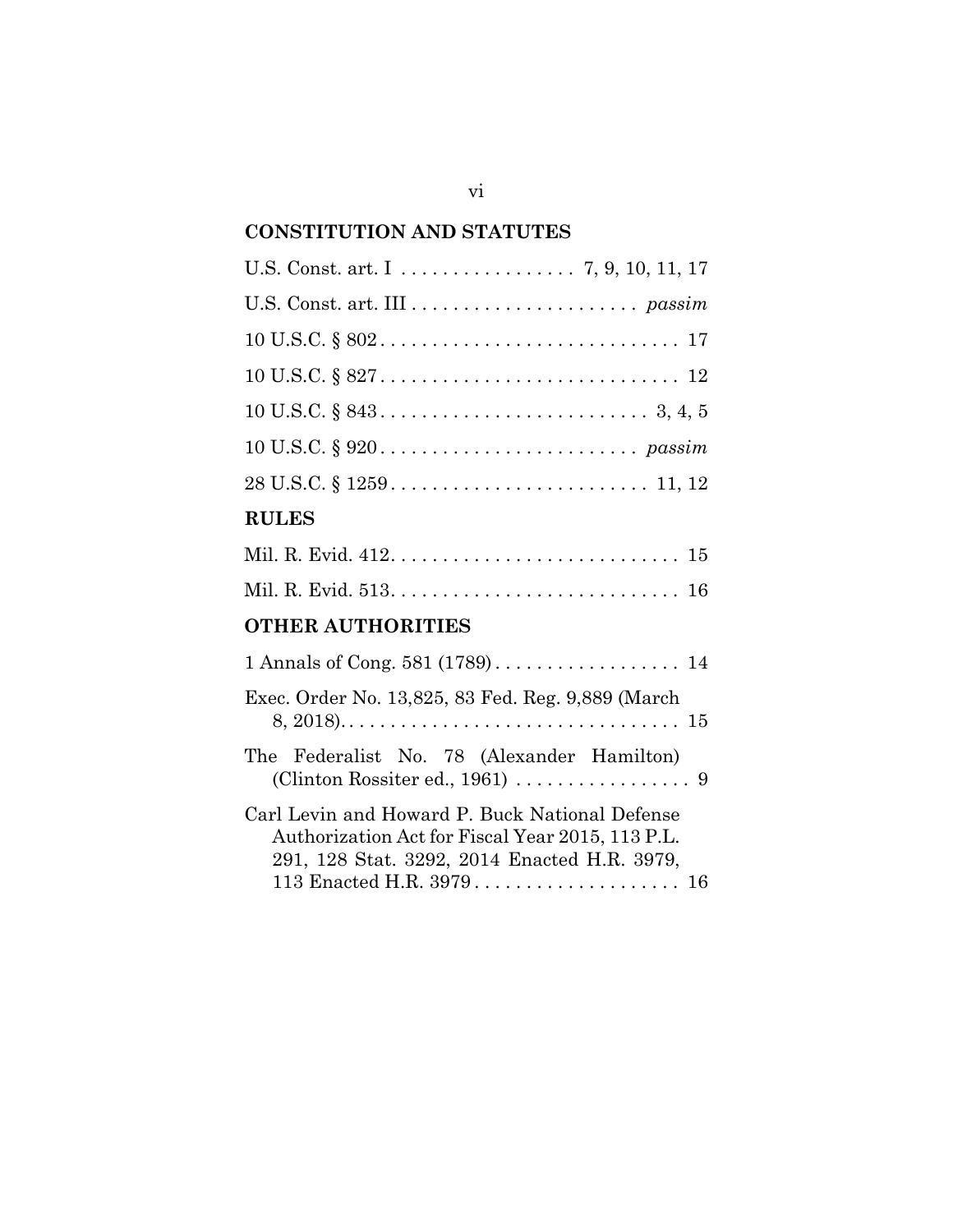## CONSTITUTION AND STATUTES

U.S. Const. art. I . . . . . . . . . . . . . . . . . 7, 9, 10, 11, 17

U.S. Const. art. III . . . . . . . . . . . . . . . . . . . . . . *passim*

10 U.S.C. § 802 . . . . . . . . . . . . . . . . . . . . . . . . . . . . . 17

10 U.S.C. § 827 . . . . . . . . . . . . . . . . . . . . . . . . . . . . . 12

10 U.S.C. § 843 . . . . . . . . . . . . . . . . . . . . . . . . . . 3, 4, 5

10 U.S.C. § 920 . . . . . . . . . . . . . . . . . . . . . . . . . *passim*

28 U.S.C. § 1259 . . . . . . . . . . . . . . . . . . . . . . . . . 11, 12

## RULES

Mil. R. Evid. 412 . . . . . . . . . . . . . . . . . . . . . . . . . . . . 15

Mil. R. Evid. 513 . . . . . . . . . . . . . . . . . . . . . . . . . . . . 16

## OTHER AUTHORITIES

1 Annals of Cong. 581 (1789) . . . . . . . . . . . . . . . . . . 14

Exec. Order No. 13,825, 83 Fed. Reg. 9,889 (March 8, 2018) . . . . . . . . . . . . . . . . . . . . . . . . . . . . . . . . 15

The Federalist No. 78 (Alexander Hamilton) (Clinton Rossiter ed., 1961) . . . . . . . . . . . . . . . . . 9

Carl Levin and Howard P. Buck National Defense Authorization Act for Fiscal Year 2015, 113 P.L. 291, 128 Stat. 3292, 2014 Enacted H.R. 3979, 113 Enacted H.R. 3979 . . . . . . . . . . . . . . . . . . . . 16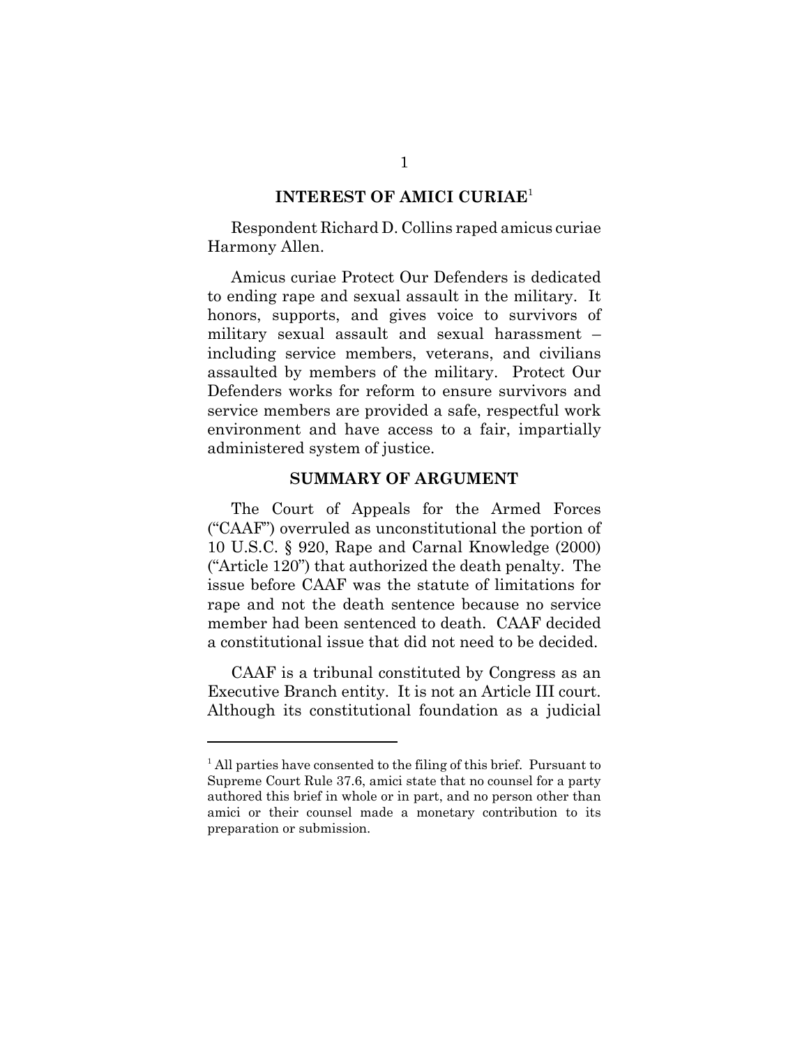## INTEREST OF AMICI CURIAE[1]

Respondent Richard D. Collins raped amicus curiae Harmony Allen.

Amicus curiae Protect Our Defenders is dedicated to ending rape and sexual assault in the military. It honors, supports, and gives voice to survivors of military sexual assault and sexual harassment – including service members, veterans, and civilians assaulted by members of the military. Protect Our Defenders works for reform to ensure survivors and service members are provided a safe, respectful work environment and have access to a fair, impartially administered system of justice.

## SUMMARY OF ARGUMENT

The Court of Appeals for the Armed Forces ("CAAF") overruled as unconstitutional the portion of 10 U.S.C. § 920, Rape and Carnal Knowledge (2000) ("Article 120") that authorized the death penalty. The issue before CAAF was the statute of limitations for rape and not the death sentence because no service member had been sentenced to death. CAAF decided a constitutional issue that did not need to be decided.

CAAF is a tribunal constituted by Congress as an Executive Branch entity. It is not an Article III court. Although its constitutional foundation as a judicial

---

[1] All parties have consented to the filing of this brief. Pursuant to Supreme Court Rule 37.6, amici state that no counsel for a party authored this brief in whole or in part, and no person other than amici or their counsel made a monetary contribution to its preparation or submission.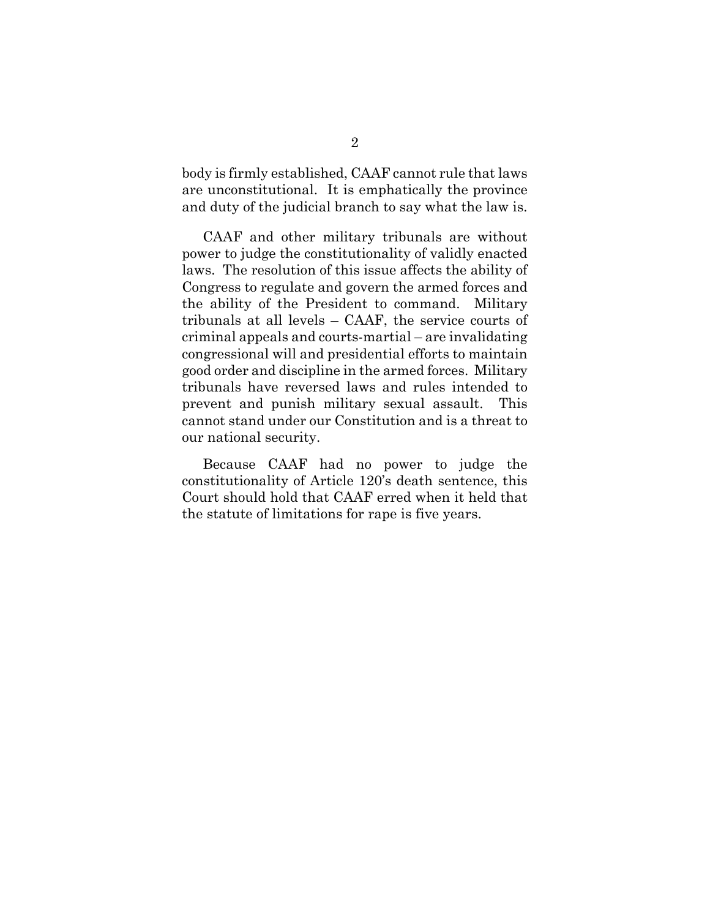body is firmly established, CAAF cannot rule that laws are unconstitutional. It is emphatically the province and duty of the judicial branch to say what the law is.

CAAF and other military tribunals are without power to judge the constitutionality of validly enacted laws. The resolution of this issue affects the ability of Congress to regulate and govern the armed forces and the ability of the President to command. Military tribunals at all levels – CAAF, the service courts of criminal appeals and courts-martial – are invalidating congressional will and presidential efforts to maintain good order and discipline in the armed forces. Military tribunals have reversed laws and rules intended to prevent and punish military sexual assault. This cannot stand under our Constitution and is a threat to our national security.

Because CAAF had no power to judge the constitutionality of Article 120's death sentence, this Court should hold that CAAF erred when it held that the statute of limitations for rape is five years.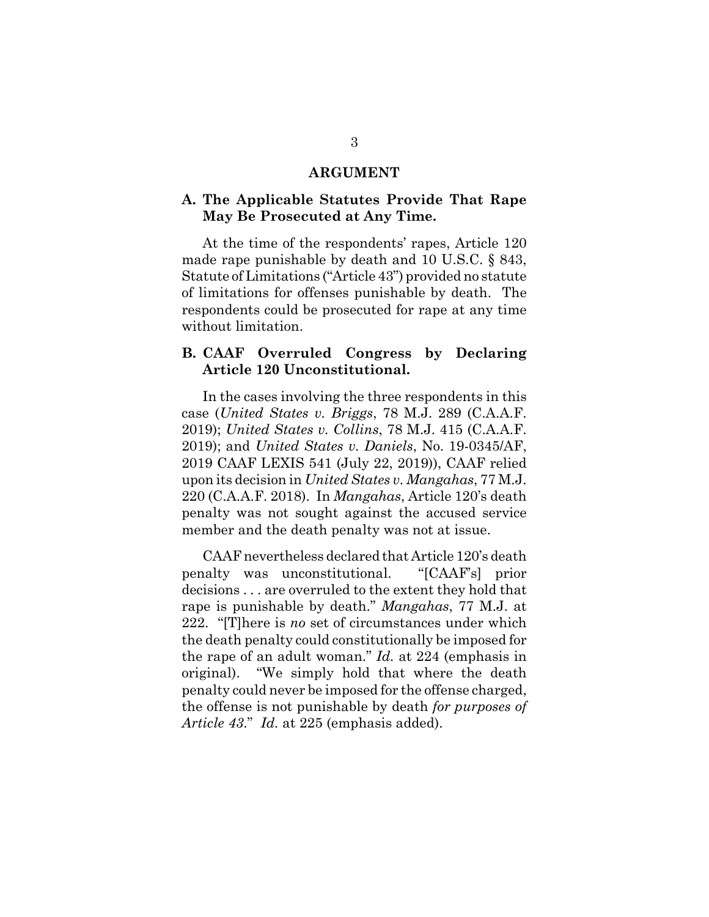## ARGUMENT

### A. The Applicable Statutes Provide That Rape May Be Prosecuted at Any Time.

At the time of the respondents' rapes, Article 120 made rape punishable by death and 10 U.S.C. § 843, Statute of Limitations ("Article 43") provided no statute of limitations for offenses punishable by death. The respondents could be prosecuted for rape at any time without limitation.

### B. CAAF Overruled Congress by Declaring Article 120 Unconstitutional.

In the cases involving the three respondents in this case (*United States v. Briggs*, 78 M.J. 289 (C.A.A.F. 2019); *United States v. Collins*, 78 M.J. 415 (C.A.A.F. 2019); and *United States v. Daniels*, No. 19-0345/AF, 2019 CAAF LEXIS 541 (July 22, 2019)), CAAF relied upon its decision in *United States v. Mangahas*, 77 M.J. 220 (C.A.A.F. 2018). In *Mangahas*, Article 120's death penalty was not sought against the accused service member and the death penalty was not at issue.

CAAF nevertheless declared that Article 120's death penalty was unconstitutional. "[CAAF's] prior decisions . . . are overruled to the extent they hold that rape is punishable by death." *Mangahas*, 77 M.J. at 222. "[T]here is *no* set of circumstances under which the death penalty could constitutionally be imposed for the rape of an adult woman." *Id.* at 224 (emphasis in original). "We simply hold that where the death penalty could never be imposed for the offense charged, the offense is not punishable by death *for purposes of Article 43*." *Id.* at 225 (emphasis added).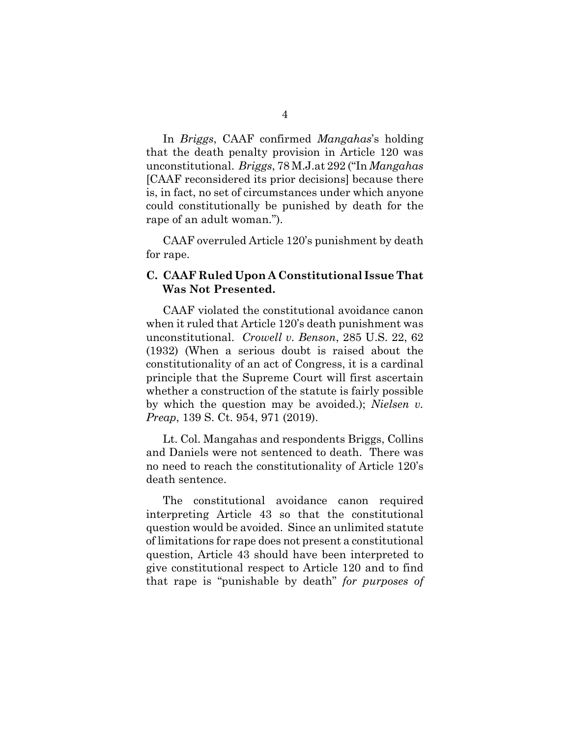In *Briggs*, CAAF confirmed *Mangahas*'s holding that the death penalty provision in Article 120 was unconstitutional. *Briggs*, 78 M.J.at 292 ("In *Mangahas* [CAAF reconsidered its prior decisions] because there is, in fact, no set of circumstances under which anyone could constitutionally be punished by death for the rape of an adult woman.").

CAAF overruled Article 120's punishment by death for rape.

### C. CAAF Ruled Upon A Constitutional Issue That Was Not Presented.

CAAF violated the constitutional avoidance canon when it ruled that Article 120's death punishment was unconstitutional. *Crowell v. Benson*, 285 U.S. 22, 62 (1932) (When a serious doubt is raised about the constitutionality of an act of Congress, it is a cardinal principle that the Supreme Court will first ascertain whether a construction of the statute is fairly possible by which the question may be avoided.); *Nielsen v. Preap*, 139 S. Ct. 954, 971 (2019).

Lt. Col. Mangahas and respondents Briggs, Collins and Daniels were not sentenced to death. There was no need to reach the constitutionality of Article 120's death sentence.

The constitutional avoidance canon required interpreting Article 43 so that the constitutional question would be avoided. Since an unlimited statute of limitations for rape does not present a constitutional question, Article 43 should have been interpreted to give constitutional respect to Article 120 and to find that rape is "punishable by death" *for purposes of*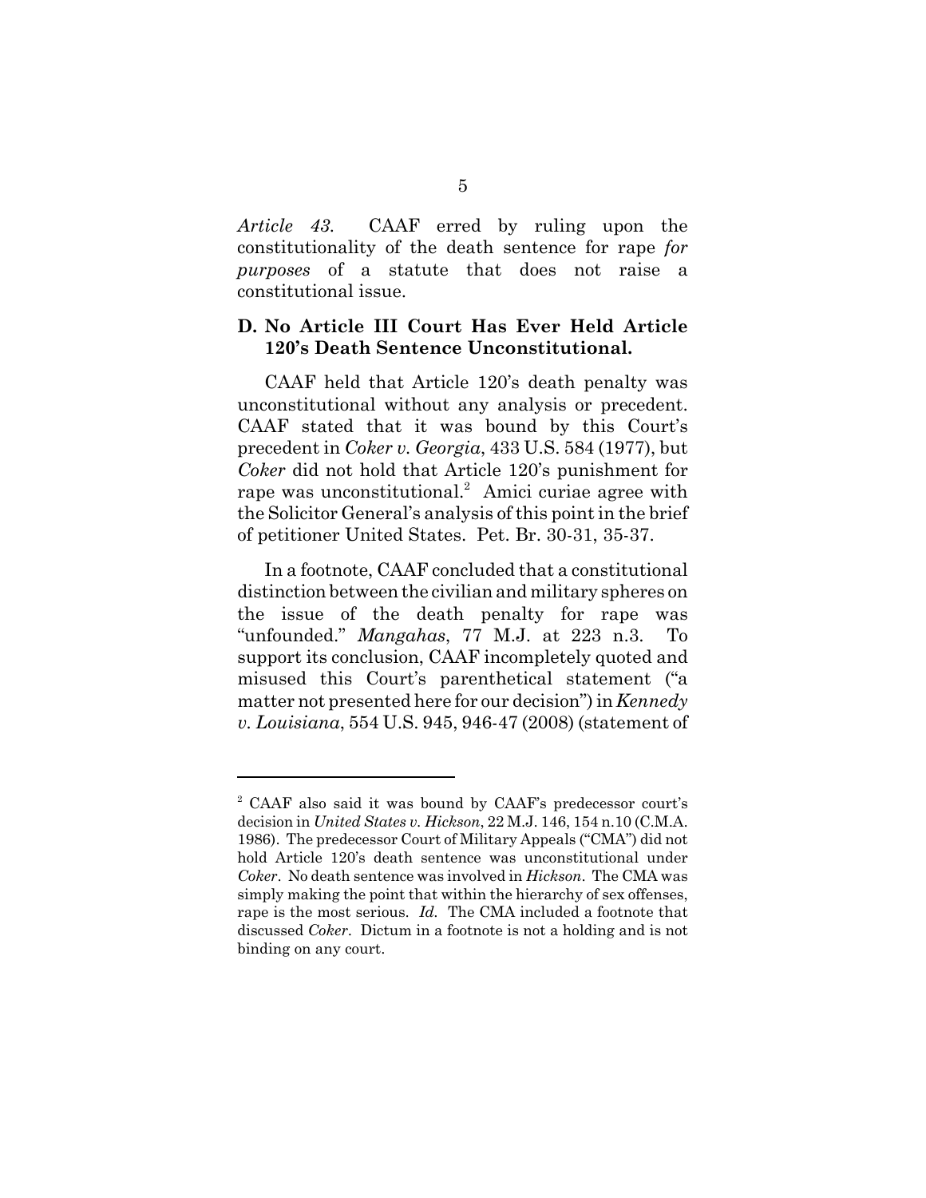*Article 43.* CAAF erred by ruling upon the constitutionality of the death sentence for rape *for purposes* of a statute that does not raise a constitutional issue.

### D. No Article III Court Has Ever Held Article 120's Death Sentence Unconstitutional.

CAAF held that Article 120's death penalty was unconstitutional without any analysis or precedent. CAAF stated that it was bound by this Court's precedent in *Coker v. Georgia*, 433 U.S. 584 (1977), but *Coker* did not hold that Article 120's punishment for rape was unconstitutional.[2] Amici curiae agree with the Solicitor General's analysis of this point in the brief of petitioner United States. Pet. Br. 30-31, 35-37.

In a footnote, CAAF concluded that a constitutional distinction between the civilian and military spheres on the issue of the death penalty for rape was "unfounded." *Mangahas*, 77 M.J. at 223 n.3. To support its conclusion, CAAF incompletely quoted and misused this Court's parenthetical statement ("a matter not presented here for our decision") in *Kennedy v. Louisiana*, 554 U.S. 945, 946-47 (2008) (statement of

---

[2] CAAF also said it was bound by CAAF's predecessor court's decision in *United States v. Hickson*, 22 M.J. 146, 154 n.10 (C.M.A. 1986). The predecessor Court of Military Appeals ("CMA") did not hold Article 120's death sentence was unconstitutional under *Coker*. No death sentence was involved in *Hickson*. The CMA was simply making the point that within the hierarchy of sex offenses, rape is the most serious. *Id.* The CMA included a footnote that discussed *Coker*. Dictum in a footnote is not a holding and is not binding on any court.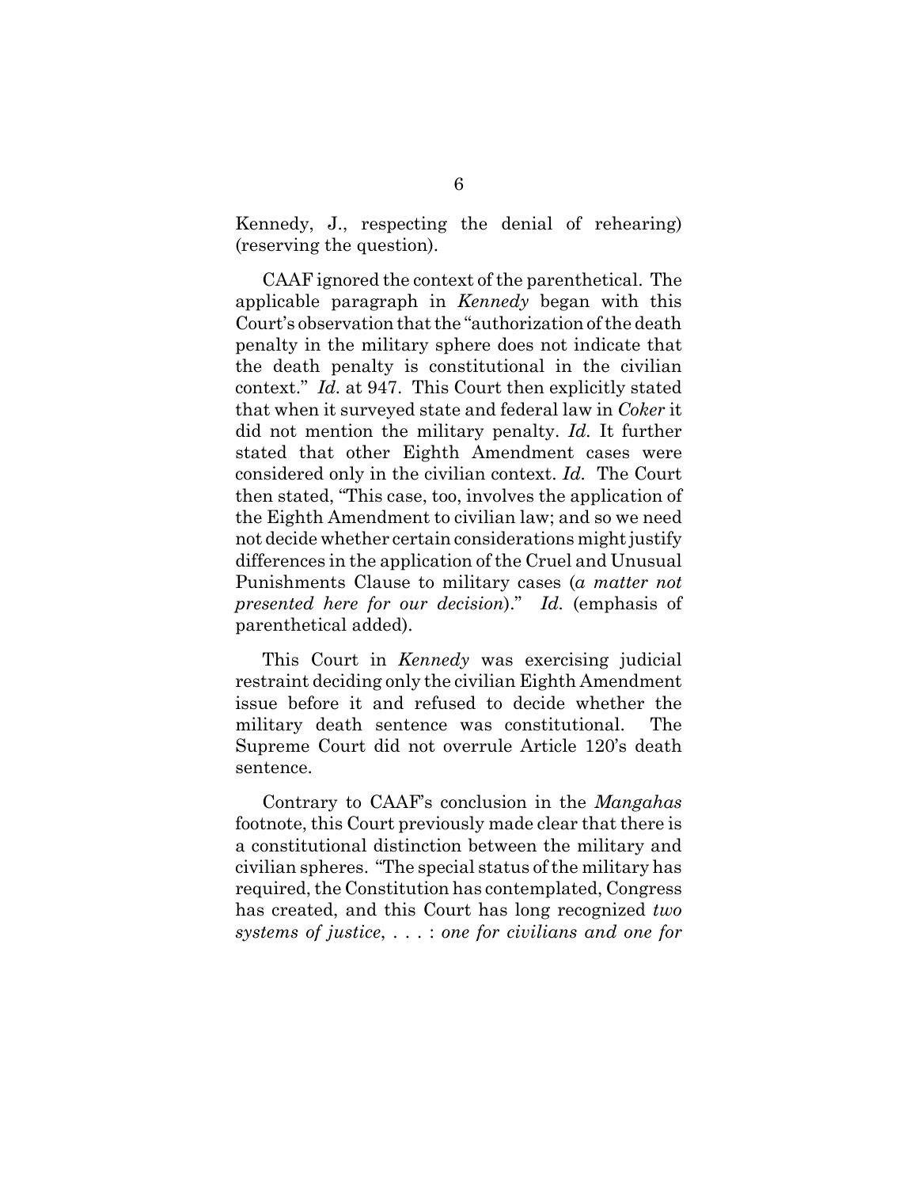Kennedy, J., respecting the denial of rehearing) (reserving the question).

CAAF ignored the context of the parenthetical. The applicable paragraph in *Kennedy* began with this Court's observation that the "authorization of the death penalty in the military sphere does not indicate that the death penalty is constitutional in the civilian context." *Id.* at 947. This Court then explicitly stated that when it surveyed state and federal law in *Coker* it did not mention the military penalty. *Id.* It further stated that other Eighth Amendment cases were considered only in the civilian context. *Id.* The Court then stated, "This case, too, involves the application of the Eighth Amendment to civilian law; and so we need not decide whether certain considerations might justify differences in the application of the Cruel and Unusual Punishments Clause to military cases (*a matter not presented here for our decision*)." *Id.* (emphasis of parenthetical added).

This Court in *Kennedy* was exercising judicial restraint deciding only the civilian Eighth Amendment issue before it and refused to decide whether the military death sentence was constitutional. The Supreme Court did not overrule Article 120's death sentence.

Contrary to CAAF's conclusion in the *Mangahas* footnote, this Court previously made clear that there is a constitutional distinction between the military and civilian spheres. "The special status of the military has required, the Constitution has contemplated, Congress has created, and this Court has long recognized *two systems of justice*, . . . : *one for civilians and one for*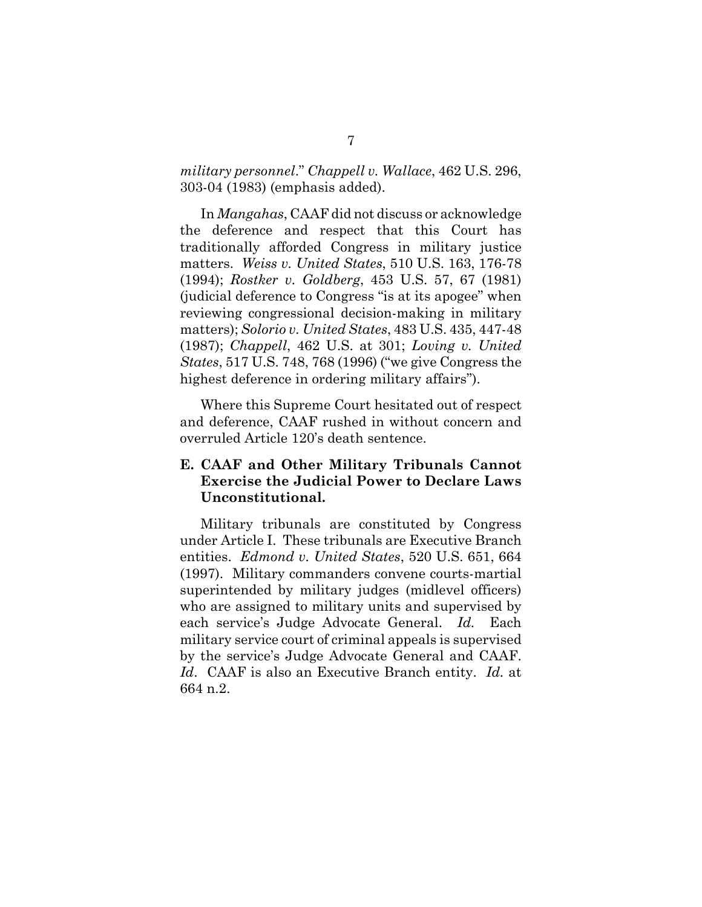*military personnel*." *Chappell v. Wallace*, 462 U.S. 296, 303-04 (1983) (emphasis added).

In *Mangahas*, CAAF did not discuss or acknowledge the deference and respect that this Court has traditionally afforded Congress in military justice matters. *Weiss v. United States*, 510 U.S. 163, 176-78 (1994); *Rostker v. Goldberg*, 453 U.S. 57, 67 (1981) (judicial deference to Congress "is at its apogee" when reviewing congressional decision-making in military matters); *Solorio v. United States*, 483 U.S. 435, 447-48 (1987); *Chappell*, 462 U.S. at 301; *Loving v. United States*, 517 U.S. 748, 768 (1996) ("we give Congress the highest deference in ordering military affairs").

Where this Supreme Court hesitated out of respect and deference, CAAF rushed in without concern and overruled Article 120's death sentence.

### E. CAAF and Other Military Tribunals Cannot Exercise the Judicial Power to Declare Laws Unconstitutional.

Military tribunals are constituted by Congress under Article I. These tribunals are Executive Branch entities. *Edmond v. United States*, 520 U.S. 651, 664 (1997). Military commanders convene courts-martial superintended by military judges (midlevel officers) who are assigned to military units and supervised by each service's Judge Advocate General. *Id.* Each military service court of criminal appeals is supervised by the service's Judge Advocate General and CAAF. *Id*. CAAF is also an Executive Branch entity. *Id.* at 664 n.2.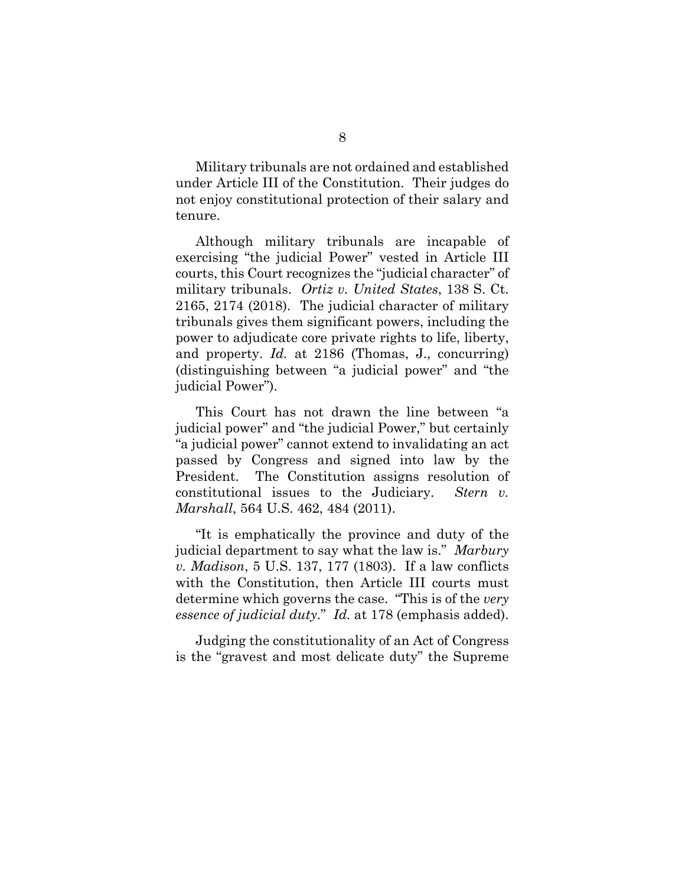Military tribunals are not ordained and established under Article III of the Constitution. Their judges do not enjoy constitutional protection of their salary and tenure.

Although military tribunals are incapable of exercising "the judicial Power" vested in Article III courts, this Court recognizes the "judicial character" of military tribunals. *Ortiz v. United States*, 138 S. Ct. 2165, 2174 (2018). The judicial character of military tribunals gives them significant powers, including the power to adjudicate core private rights to life, liberty, and property. *Id.* at 2186 (Thomas, J., concurring) (distinguishing between "a judicial power" and "the judicial Power").

This Court has not drawn the line between "a judicial power" and "the judicial Power," but certainly "a judicial power" cannot extend to invalidating an act passed by Congress and signed into law by the President. The Constitution assigns resolution of constitutional issues to the Judiciary. *Stern v. Marshall*, 564 U.S. 462, 484 (2011).

"It is emphatically the province and duty of the judicial department to say what the law is." *Marbury v. Madison*, 5 U.S. 137, 177 (1803). If a law conflicts with the Constitution, then Article III courts must determine which governs the case. "This is of the *very essence of judicial duty*." *Id.* at 178 (emphasis added).

Judging the constitutionality of an Act of Congress is the "gravest and most delicate duty" the Supreme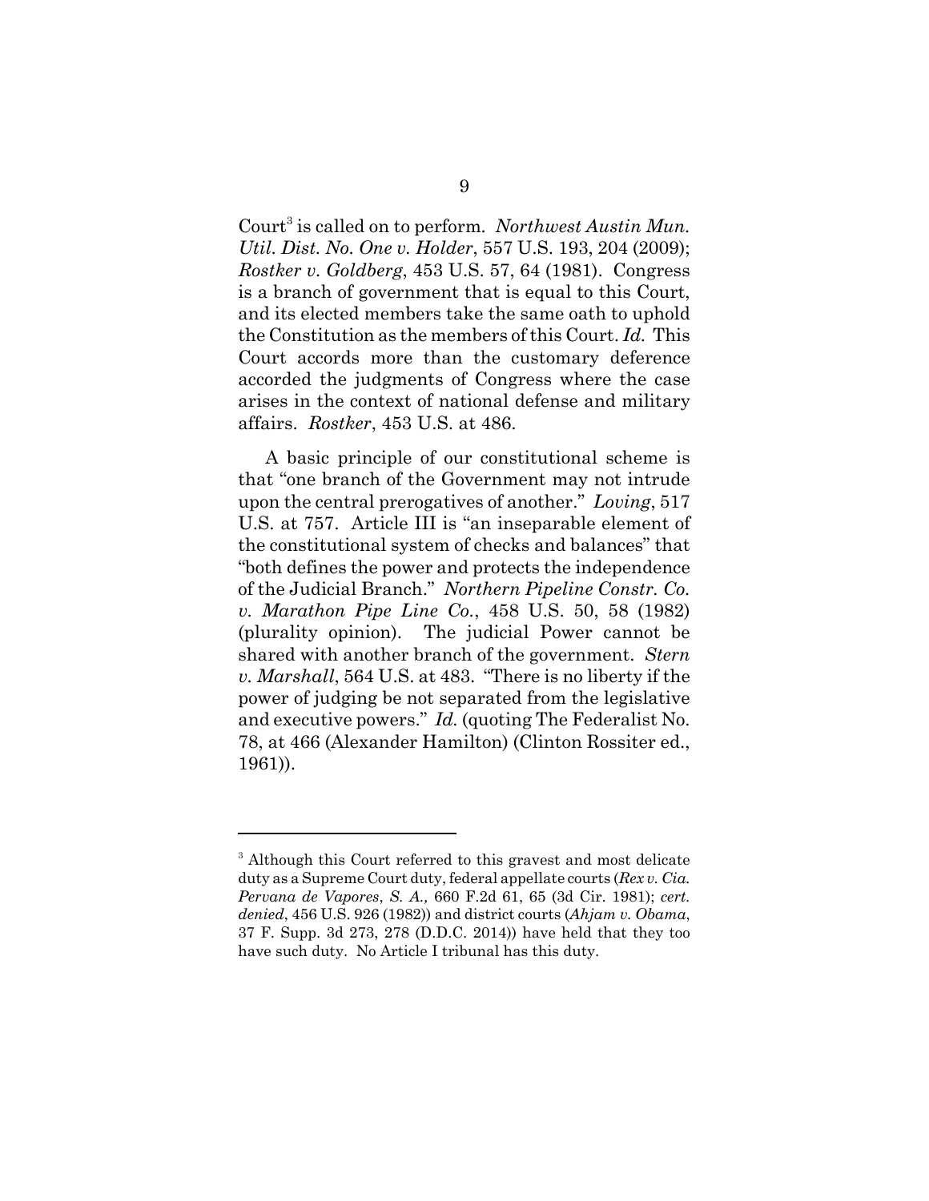Court[3] is called on to perform. *Northwest Austin Mun. Util. Dist. No. One v. Holder*, 557 U.S. 193, 204 (2009); *Rostker v. Goldberg*, 453 U.S. 57, 64 (1981). Congress is a branch of government that is equal to this Court, and its elected members take the same oath to uphold the Constitution as the members of this Court. *Id.* This Court accords more than the customary deference accorded the judgments of Congress where the case arises in the context of national defense and military affairs. *Rostker*, 453 U.S. at 486.

A basic principle of our constitutional scheme is that "one branch of the Government may not intrude upon the central prerogatives of another." *Loving*, 517 U.S. at 757. Article III is "an inseparable element of the constitutional system of checks and balances" that "both defines the power and protects the independence of the Judicial Branch." *Northern Pipeline Constr. Co. v. Marathon Pipe Line Co.*, 458 U.S. 50, 58 (1982) (plurality opinion). The judicial Power cannot be shared with another branch of the government. *Stern v. Marshall*, 564 U.S. at 483. "There is no liberty if the power of judging be not separated from the legislative and executive powers." *Id.* (quoting The Federalist No. 78, at 466 (Alexander Hamilton) (Clinton Rossiter ed., 1961)).

---

[3] Although this Court referred to this gravest and most delicate duty as a Supreme Court duty, federal appellate courts (*Rex v. Cia. Pervana de Vapores, S. A.,* 660 F.2d 61, 65 (3d Cir. 1981); *cert. denied*, 456 U.S. 926 (1982)) and district courts (*Ahjam v. Obama*, 37 F. Supp. 3d 273, 278 (D.D.C. 2014)) have held that they too have such duty. No Article I tribunal has this duty.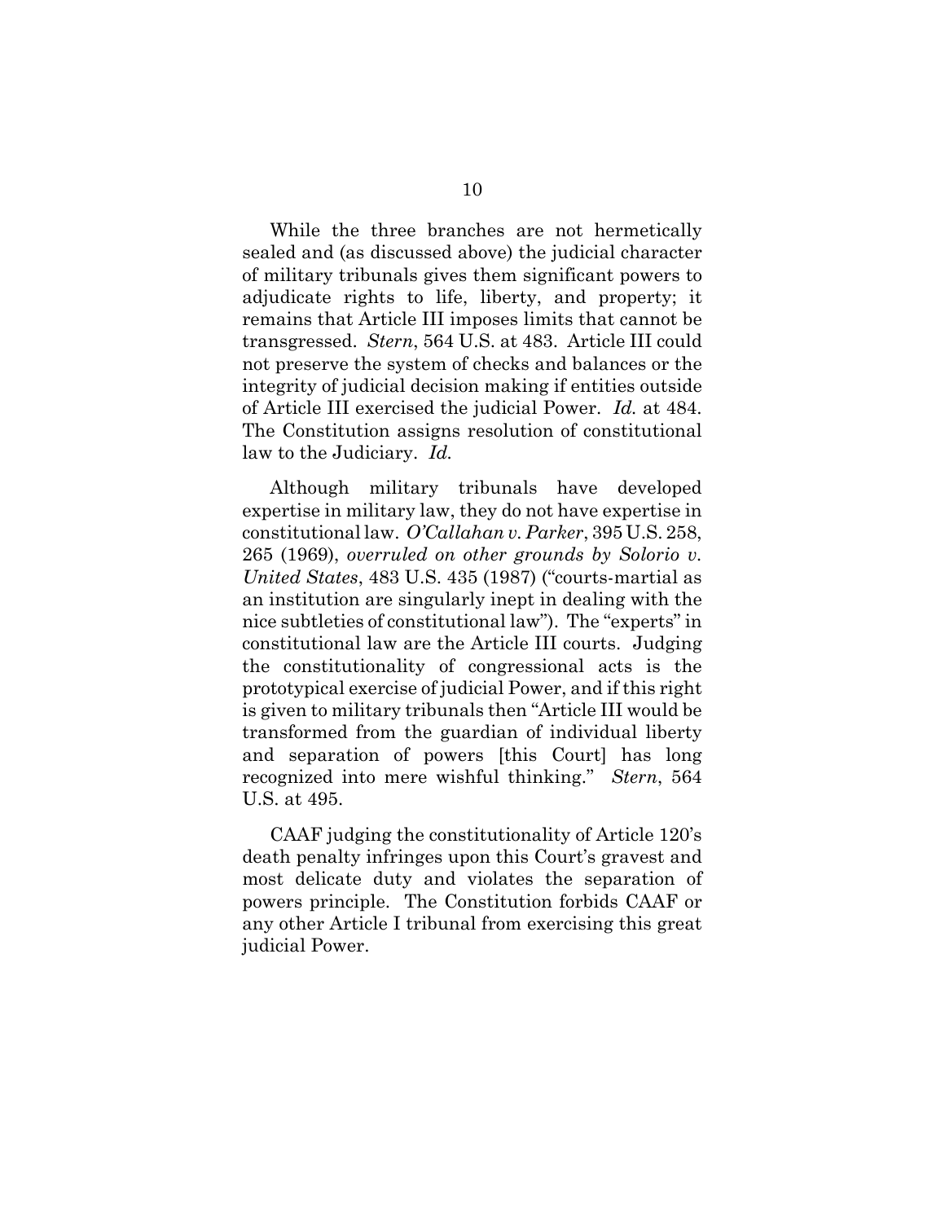While the three branches are not hermetically sealed and (as discussed above) the judicial character of military tribunals gives them significant powers to adjudicate rights to life, liberty, and property; it remains that Article III imposes limits that cannot be transgressed. *Stern*, 564 U.S. at 483. Article III could not preserve the system of checks and balances or the integrity of judicial decision making if entities outside of Article III exercised the judicial Power. *Id.* at 484. The Constitution assigns resolution of constitutional law to the Judiciary. *Id.*

Although military tribunals have developed expertise in military law, they do not have expertise in constitutional law. *O'Callahan v. Parker*, 395 U.S. 258, 265 (1969), *overruled on other grounds by Solorio v. United States*, 483 U.S. 435 (1987) ("courts-martial as an institution are singularly inept in dealing with the nice subtleties of constitutional law"). The "experts" in constitutional law are the Article III courts. Judging the constitutionality of congressional acts is the prototypical exercise of judicial Power, and if this right is given to military tribunals then "Article III would be transformed from the guardian of individual liberty and separation of powers [this Court] has long recognized into mere wishful thinking." *Stern*, 564 U.S. at 495.

CAAF judging the constitutionality of Article 120's death penalty infringes upon this Court's gravest and most delicate duty and violates the separation of powers principle. The Constitution forbids CAAF or any other Article I tribunal from exercising this great judicial Power.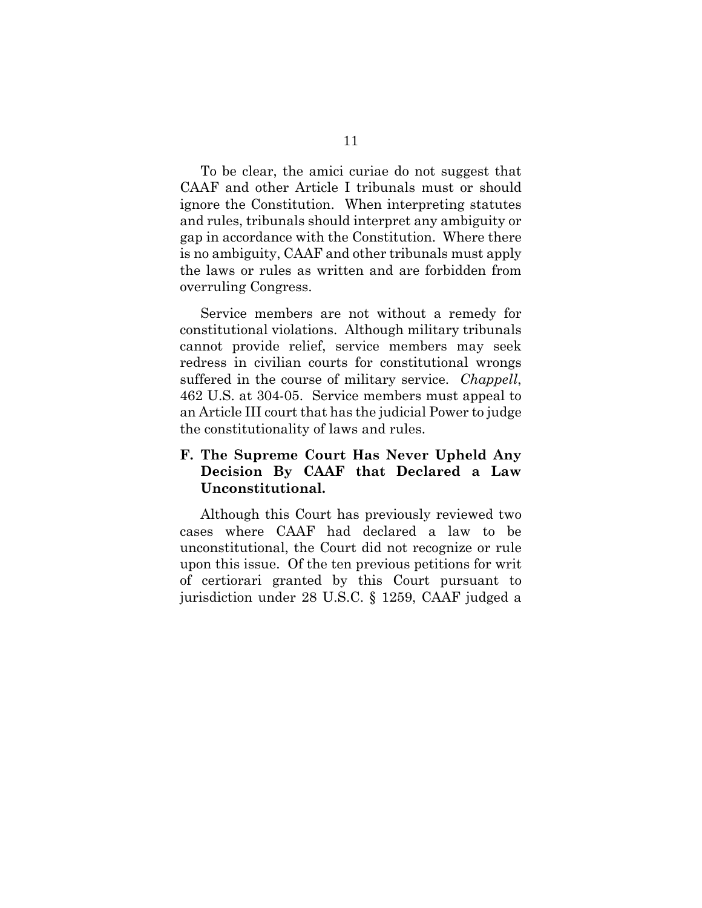To be clear, the amici curiae do not suggest that CAAF and other Article I tribunals must or should ignore the Constitution. When interpreting statutes and rules, tribunals should interpret any ambiguity or gap in accordance with the Constitution. Where there is no ambiguity, CAAF and other tribunals must apply the laws or rules as written and are forbidden from overruling Congress.

Service members are not without a remedy for constitutional violations. Although military tribunals cannot provide relief, service members may seek redress in civilian courts for constitutional wrongs suffered in the course of military service. *Chappell*, 462 U.S. at 304-05. Service members must appeal to an Article III court that has the judicial Power to judge the constitutionality of laws and rules.

### F. The Supreme Court Has Never Upheld Any Decision By CAAF that Declared a Law Unconstitutional.

Although this Court has previously reviewed two cases where CAAF had declared a law to be unconstitutional, the Court did not recognize or rule upon this issue. Of the ten previous petitions for writ of certiorari granted by this Court pursuant to jurisdiction under 28 U.S.C. § 1259, CAAF judged a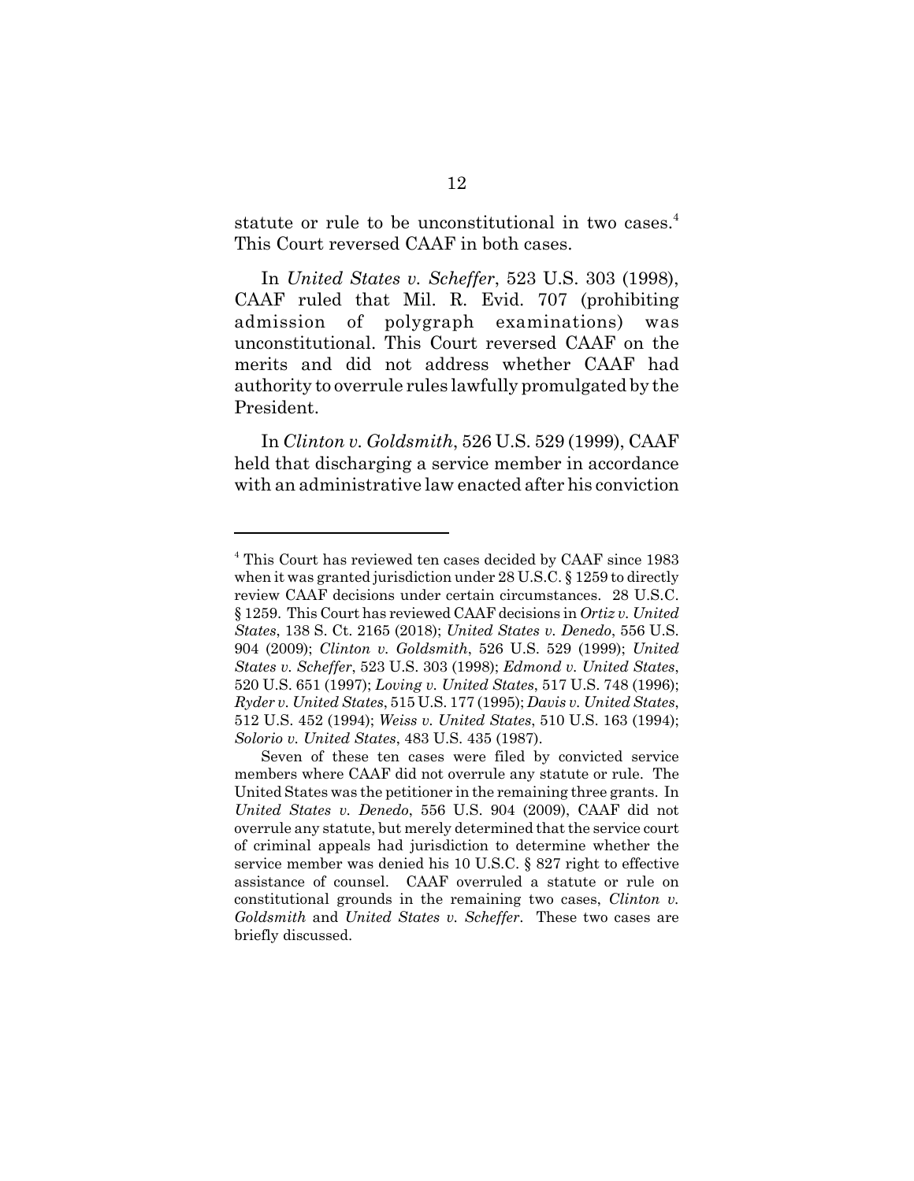statute or rule to be unconstitutional in two cases.[4] This Court reversed CAAF in both cases.

In *United States v. Scheffer*, 523 U.S. 303 (1998), CAAF ruled that Mil. R. Evid. 707 (prohibiting admission of polygraph examinations) was unconstitutional. This Court reversed CAAF on the merits and did not address whether CAAF had authority to overrule rules lawfully promulgated by the President.

In *Clinton v. Goldsmith*, 526 U.S. 529 (1999), CAAF held that discharging a service member in accordance with an administrative law enacted after his conviction

---

[4] This Court has reviewed ten cases decided by CAAF since 1983 when it was granted jurisdiction under 28 U.S.C. § 1259 to directly review CAAF decisions under certain circumstances. 28 U.S.C. § 1259. This Court has reviewed CAAF decisions in *Ortiz v. United States*, 138 S. Ct. 2165 (2018); *United States v. Denedo*, 556 U.S. 904 (2009); *Clinton v. Goldsmith*, 526 U.S. 529 (1999); *United States v. Scheffer*, 523 U.S. 303 (1998); *Edmond v. United States*, 520 U.S. 651 (1997); *Loving v. United States*, 517 U.S. 748 (1996); *Ryder v. United States*, 515 U.S. 177 (1995); *Davis v. United States*, 512 U.S. 452 (1994); *Weiss v. United States*, 510 U.S. 163 (1994); *Solorio v. United States*, 483 U.S. 435 (1987).

Seven of these ten cases were filed by convicted service members where CAAF did not overrule any statute or rule. The United States was the petitioner in the remaining three grants. In *United States v. Denedo*, 556 U.S. 904 (2009), CAAF did not overrule any statute, but merely determined that the service court of criminal appeals had jurisdiction to determine whether the service member was denied his 10 U.S.C. § 827 right to effective assistance of counsel. CAAF overruled a statute or rule on constitutional grounds in the remaining two cases, *Clinton v. Goldsmith* and *United States v. Scheffer*. These two cases are briefly discussed.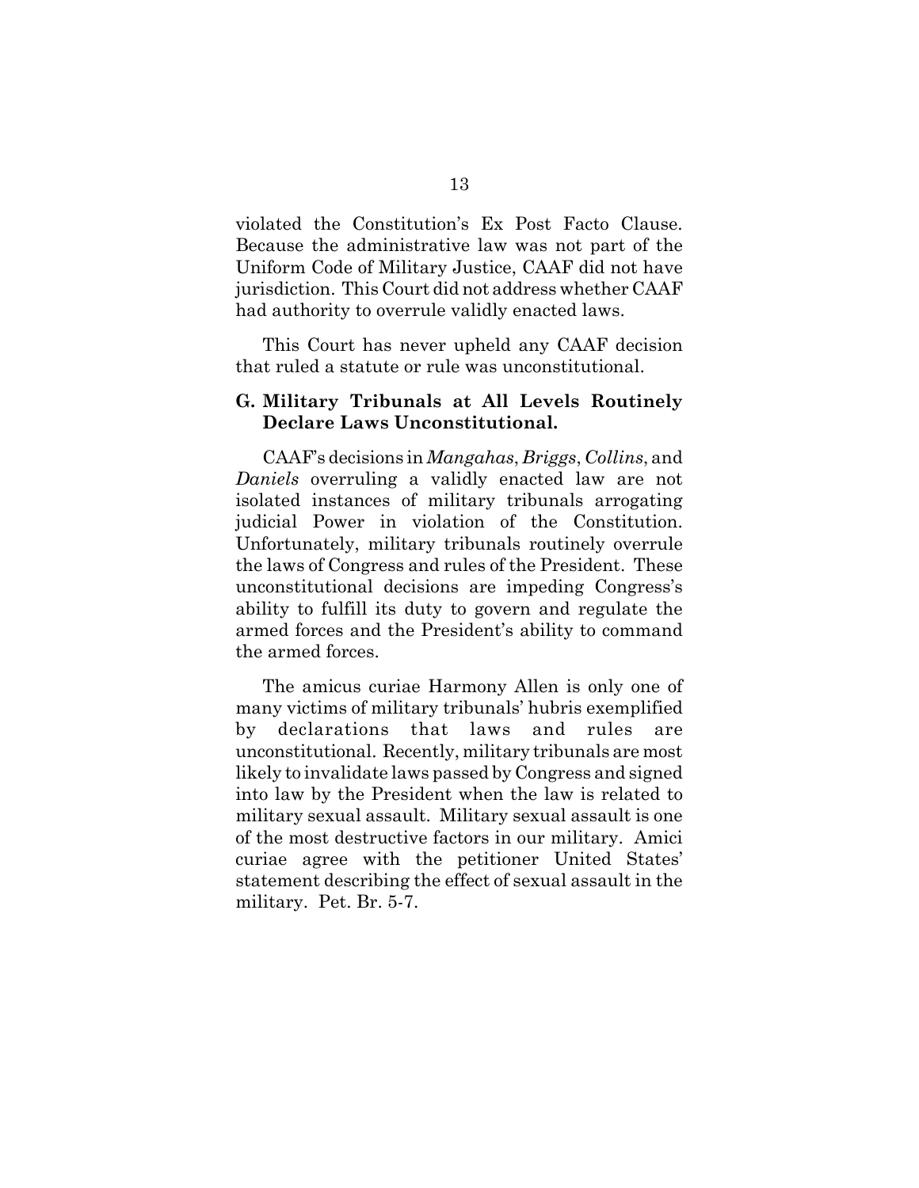violated the Constitution's Ex Post Facto Clause. Because the administrative law was not part of the Uniform Code of Military Justice, CAAF did not have jurisdiction. This Court did not address whether CAAF had authority to overrule validly enacted laws.

This Court has never upheld any CAAF decision that ruled a statute or rule was unconstitutional.

### G. Military Tribunals at All Levels Routinely Declare Laws Unconstitutional.

CAAF's decisions in *Mangahas*, *Briggs*, *Collins*, and *Daniels* overruling a validly enacted law are not isolated instances of military tribunals arrogating judicial Power in violation of the Constitution. Unfortunately, military tribunals routinely overrule the laws of Congress and rules of the President. These unconstitutional decisions are impeding Congress's ability to fulfill its duty to govern and regulate the armed forces and the President's ability to command the armed forces.

The amicus curiae Harmony Allen is only one of many victims of military tribunals' hubris exemplified by declarations that laws and rules are unconstitutional. Recently, military tribunals are most likely to invalidate laws passed by Congress and signed into law by the President when the law is related to military sexual assault. Military sexual assault is one of the most destructive factors in our military. Amici curiae agree with the petitioner United States' statement describing the effect of sexual assault in the military. Pet. Br. 5-7.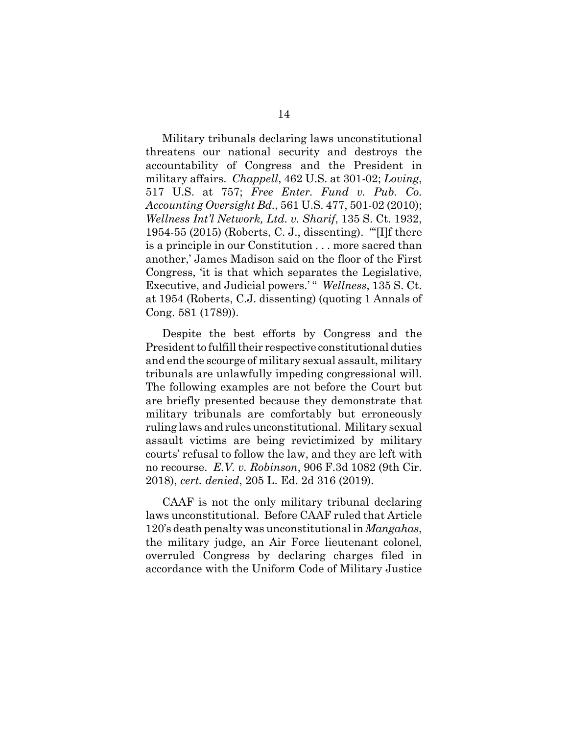Military tribunals declaring laws unconstitutional threatens our national security and destroys the accountability of Congress and the President in military affairs. *Chappell*, 462 U.S. at 301-02; *Loving*, 517 U.S. at 757; *Free Enter. Fund v. Pub. Co. Accounting Oversight Bd.*, 561 U.S. 477, 501-02 (2010); *Wellness Int'l Network, Ltd. v. Sharif*, 135 S. Ct. 1932, 1954-55 (2015) (Roberts, C. J., dissenting). "'[I]f there is a principle in our Constitution . . . more sacred than another,' James Madison said on the floor of the First Congress, 'it is that which separates the Legislative, Executive, and Judicial powers.' " *Wellness*, 135 S. Ct. at 1954 (Roberts, C.J. dissenting) (quoting 1 Annals of Cong. 581 (1789)).

Despite the best efforts by Congress and the President to fulfill their respective constitutional duties and end the scourge of military sexual assault, military tribunals are unlawfully impeding congressional will. The following examples are not before the Court but are briefly presented because they demonstrate that military tribunals are comfortably but erroneously ruling laws and rules unconstitutional. Military sexual assault victims are being revictimized by military courts' refusal to follow the law, and they are left with no recourse. *E.V. v. Robinson*, 906 F.3d 1082 (9th Cir. 2018), *cert. denied*, 205 L. Ed. 2d 316 (2019).

CAAF is not the only military tribunal declaring laws unconstitutional. Before CAAF ruled that Article 120's death penalty was unconstitutional in *Mangahas*, the military judge, an Air Force lieutenant colonel, overruled Congress by declaring charges filed in accordance with the Uniform Code of Military Justice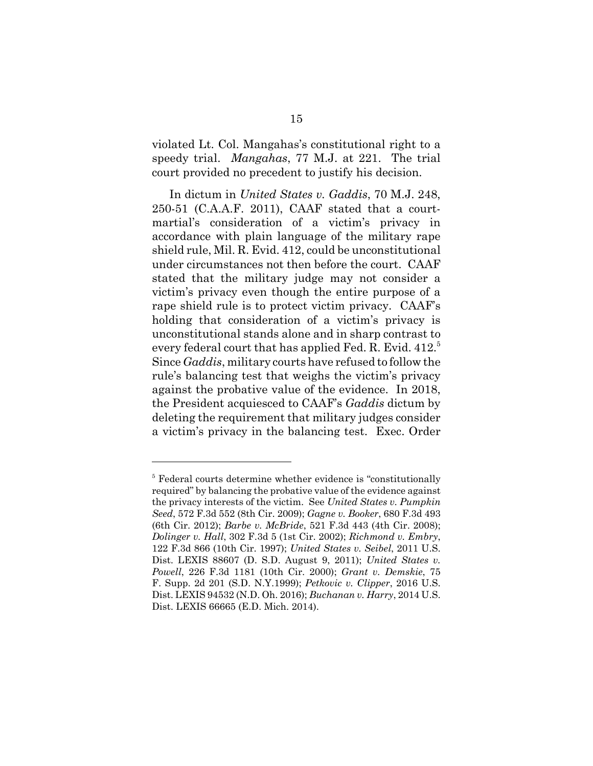violated Lt. Col. Mangahas's constitutional right to a speedy trial. *Mangahas*, 77 M.J. at 221. The trial court provided no precedent to justify his decision.

In dictum in *United States v. Gaddis*, 70 M.J. 248, 250-51 (C.A.A.F. 2011), CAAF stated that a court-martial's consideration of a victim's privacy in accordance with plain language of the military rape shield rule, Mil. R. Evid. 412, could be unconstitutional under circumstances not then before the court. CAAF stated that the military judge may not consider a victim's privacy even though the entire purpose of a rape shield rule is to protect victim privacy. CAAF's holding that consideration of a victim's privacy is unconstitutional stands alone and in sharp contrast to every federal court that has applied Fed. R. Evid. 412.[5] Since *Gaddis*, military courts have refused to follow the rule's balancing test that weighs the victim's privacy against the probative value of the evidence. In 2018, the President acquiesced to CAAF's *Gaddis* dictum by deleting the requirement that military judges consider a victim's privacy in the balancing test. Exec. Order

---

[5] Federal courts determine whether evidence is "constitutionally required" by balancing the probative value of the evidence against the privacy interests of the victim. See *United States v. Pumpkin Seed*, 572 F.3d 552 (8th Cir. 2009); *Gagne v. Booker*, 680 F.3d 493 (6th Cir. 2012); *Barbe v. McBride*, 521 F.3d 443 (4th Cir. 2008); *Dolinger v. Hall*, 302 F.3d 5 (1st Cir. 2002); *Richmond v. Embry*, 122 F.3d 866 (10th Cir. 1997); *United States v. Seibel*, 2011 U.S. Dist. LEXIS 88607 (D. S.D. August 9, 2011); *United States v. Powell*, 226 F.3d 1181 (10th Cir. 2000); *Grant v. Demskie*, 75 F. Supp. 2d 201 (S.D. N.Y.1999); *Petkovic v. Clipper*, 2016 U.S. Dist. LEXIS 94532 (N.D. Oh. 2016); *Buchanan v. Harry*, 2014 U.S. Dist. LEXIS 66665 (E.D. Mich. 2014).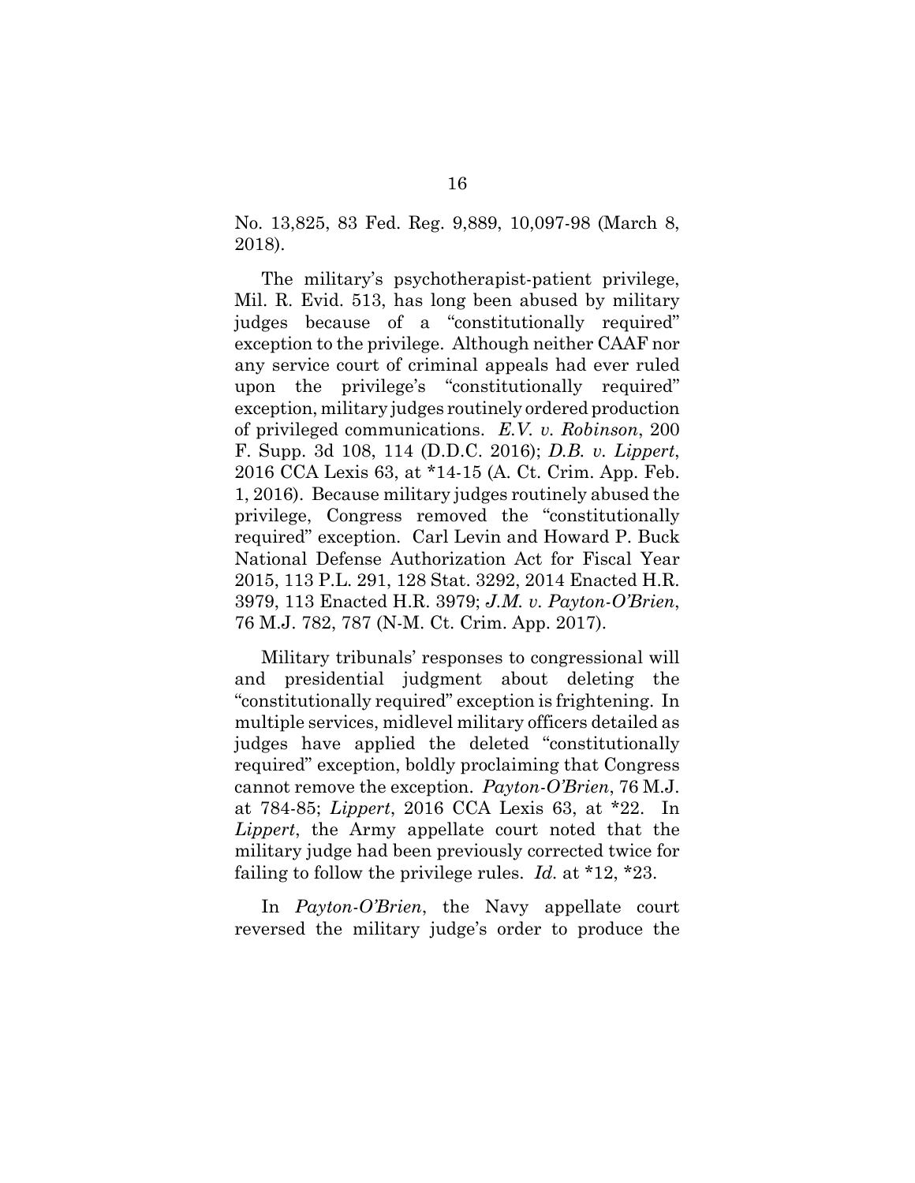No. 13,825, 83 Fed. Reg. 9,889, 10,097-98 (March 8, 2018).

The military's psychotherapist-patient privilege, Mil. R. Evid. 513, has long been abused by military judges because of a "constitutionally required" exception to the privilege. Although neither CAAF nor any service court of criminal appeals had ever ruled upon the privilege's "constitutionally required" exception, military judges routinely ordered production of privileged communications. *E.V. v. Robinson*, 200 F. Supp. 3d 108, 114 (D.D.C. 2016); *D.B. v. Lippert*, 2016 CCA Lexis 63, at *14-15 (A. Ct. Crim. App. Feb. 1, 2016). Because military judges routinely abused the privilege, Congress removed the "constitutionally required" exception. Carl Levin and Howard P. Buck National Defense Authorization Act for Fiscal Year 2015, 113 P.L. 291, 128 Stat. 3292, 2014 Enacted H.R. 3979, 113 Enacted H.R. 3979; *J.M. v. Payton-O'Brien*, 76 M.J. 782, 787 (N-M. Ct. Crim. App. 2017).

Military tribunals' responses to congressional will and presidential judgment about deleting the "constitutionally required" exception is frightening. In multiple services, midlevel military officers detailed as judges have applied the deleted "constitutionally required" exception, boldly proclaiming that Congress cannot remove the exception. *Payton-O'Brien*, 76 M.J. at 784-85; *Lippert*, 2016 CCA Lexis 63, at *22. In *Lippert*, the Army appellate court noted that the military judge had been previously corrected twice for failing to follow the privilege rules. *Id.* at *12, *23.

In *Payton-O'Brien*, the Navy appellate court reversed the military judge's order to produce the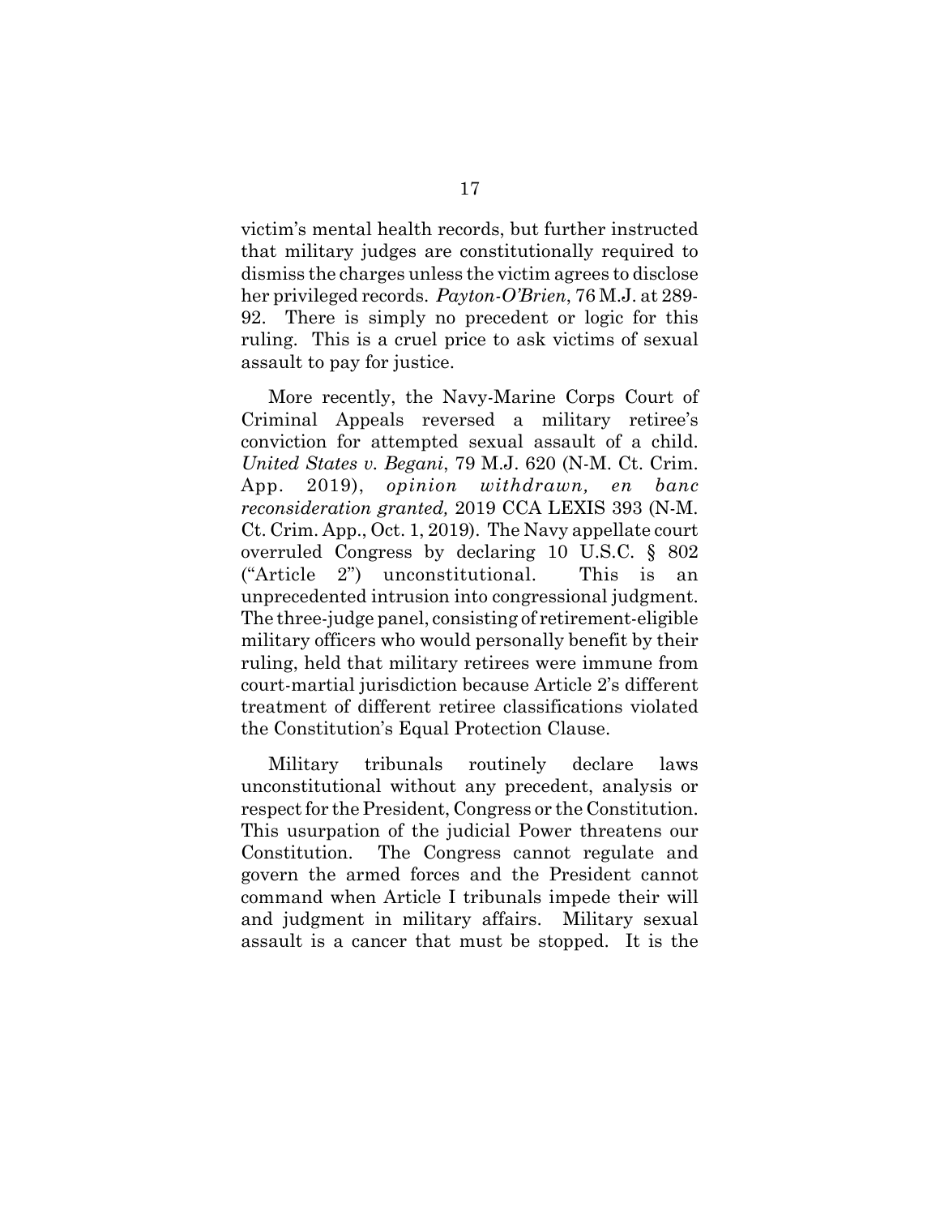victim's mental health records, but further instructed that military judges are constitutionally required to dismiss the charges unless the victim agrees to disclose her privileged records. *Payton-O'Brien*, 76 M.J. at 289-92. There is simply no precedent or logic for this ruling. This is a cruel price to ask victims of sexual assault to pay for justice.

More recently, the Navy-Marine Corps Court of Criminal Appeals reversed a military retiree's conviction for attempted sexual assault of a child. *United States v. Begani*, 79 M.J. 620 (N-M. Ct. Crim. App. 2019), *opinion withdrawn, en banc reconsideration granted,* 2019 CCA LEXIS 393 (N-M. Ct. Crim. App., Oct. 1, 2019). The Navy appellate court overruled Congress by declaring 10 U.S.C. § 802 ("Article 2") unconstitutional. This is an unprecedented intrusion into congressional judgment. The three-judge panel, consisting of retirement-eligible military officers who would personally benefit by their ruling, held that military retirees were immune from court-martial jurisdiction because Article 2's different treatment of different retiree classifications violated the Constitution's Equal Protection Clause.

Military tribunals routinely declare laws unconstitutional without any precedent, analysis or respect for the President, Congress or the Constitution. This usurpation of the judicial Power threatens our Constitution. The Congress cannot regulate and govern the armed forces and the President cannot command when Article I tribunals impede their will and judgment in military affairs. Military sexual assault is a cancer that must be stopped. It is the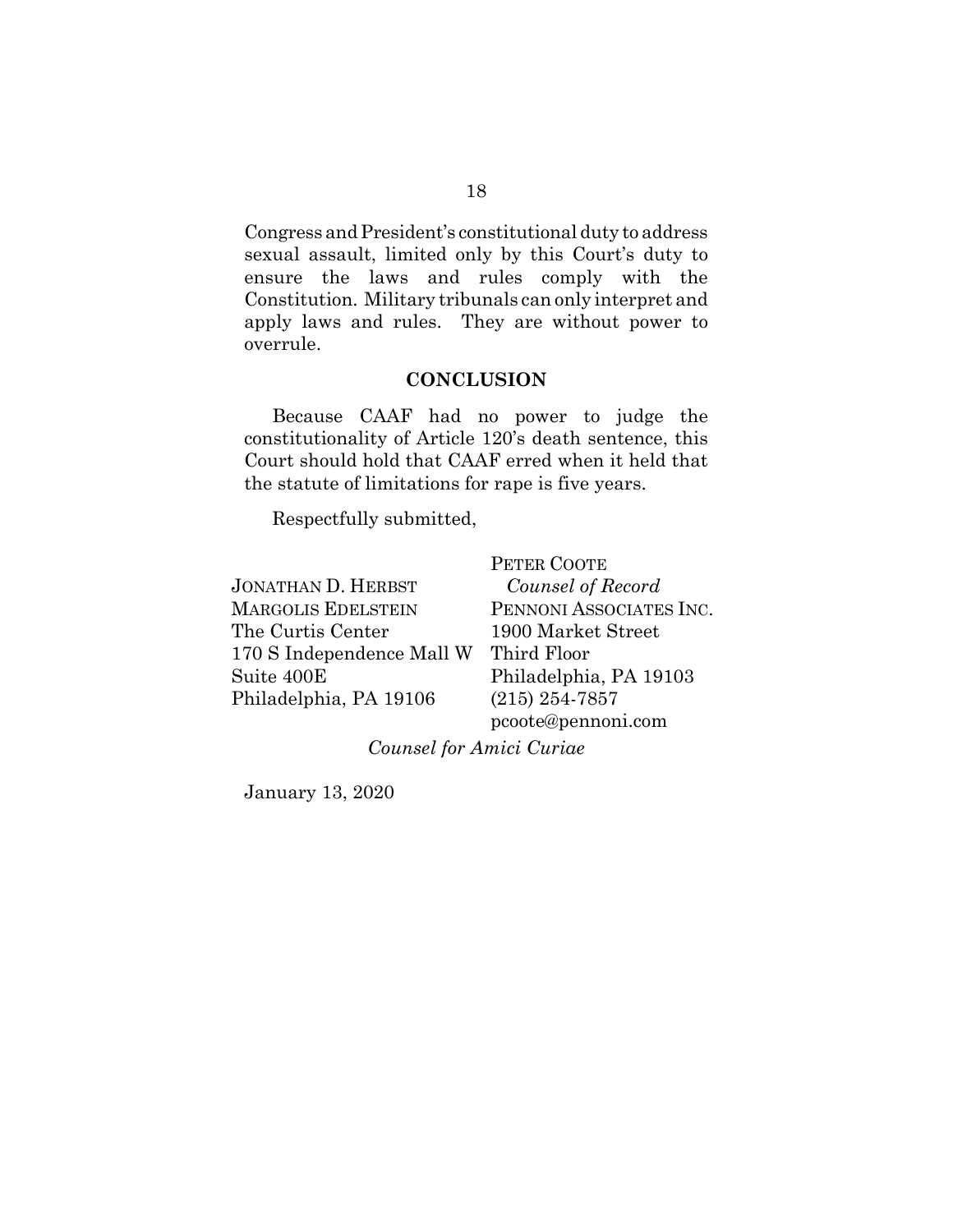Congress and President's constitutional duty to address sexual assault, limited only by this Court's duty to ensure the laws and rules comply with the Constitution. Military tribunals can only interpret and apply laws and rules. They are without power to overrule.

## CONCLUSION

Because CAAF had no power to judge the constitutionality of Article 120's death sentence, this Court should hold that CAAF erred when it held that the statute of limitations for rape is five years.

Respectfully submitted,

JONATHAN D. HERBST
MARGOLIS EDELSTEIN
The Curtis Center
170 S Independence Mall W
Suite 400E
Philadelphia, PA 19106

PETER COOTE
*Counsel of Record*
PENNONI ASSOCIATES INC.
1900 Market Street
Third Floor
Philadelphia, PA 19103
(215) 254-7857
pcoote@pennoni.com

*Counsel for Amici Curiae*

January 13, 2020